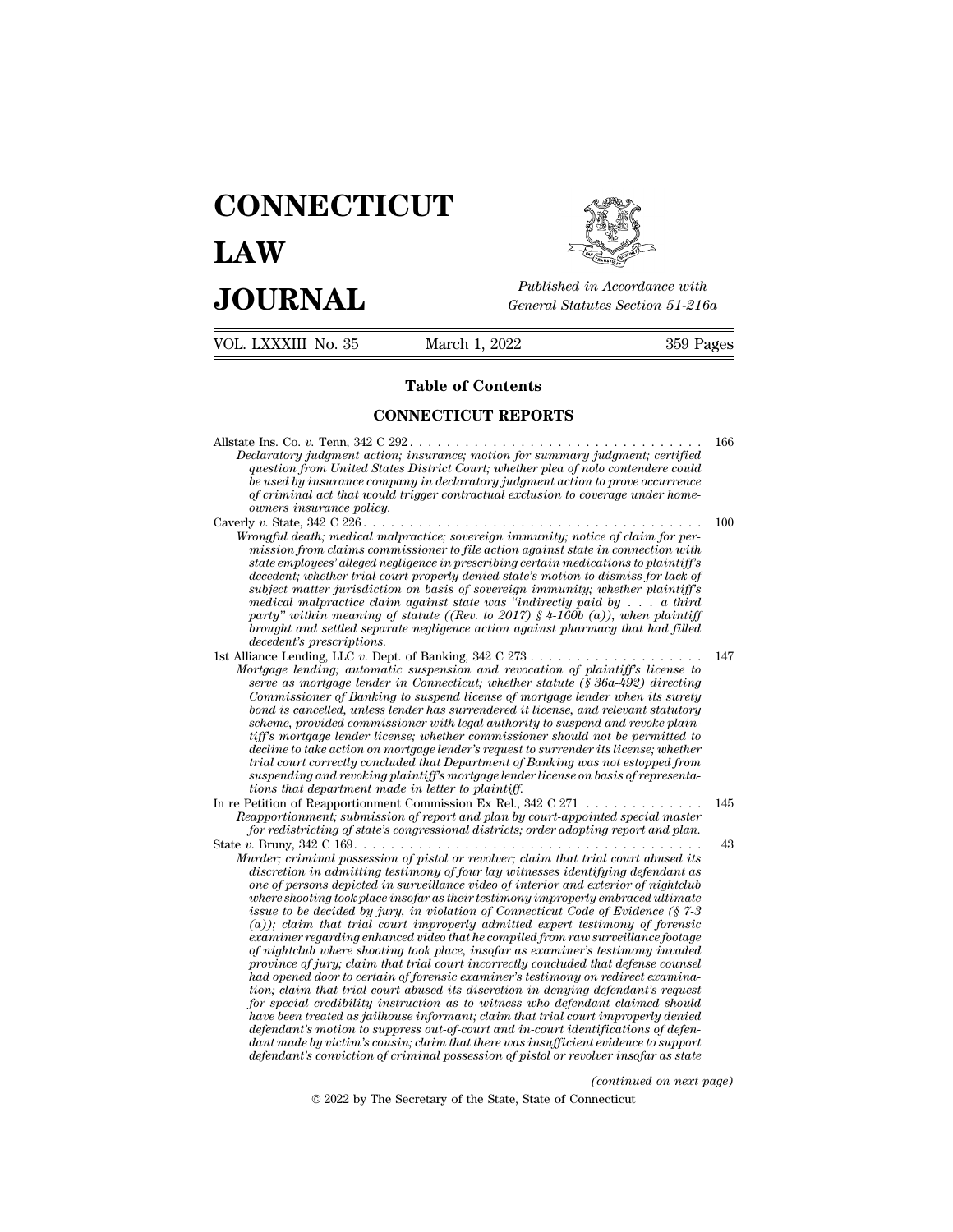# CONNECTICUT LAW JOURNAL

*Published in Accordance with General Statutes Section 51-216a*

VOL. LXXXIII No. 35 — March 1, 2022 — 359 Pages

## Table of Contents

### CONNECTICUT REPORTS

Allstate Ins. Co. *v.* Tenn, 342 C 292 . . . . . . . . . . . . . . . . . . . . . . . . . . . . . . . . 166
*Declaratory judgment action; insurance; motion for summary judgment; certified question from United States District Court; whether plea of nolo contendere could be used by insurance company in declaratory judgment action to prove occurrence of criminal act that would trigger contractual exclusion to coverage under homeowners insurance policy.*

Caverly *v.* State, 342 C 226 . . . . . . . . . . . . . . . . . . . . . . . . . . . . . . . . . . . . . 100
*Wrongful death; medical malpractice; sovereign immunity; notice of claim for permission from claims commissioner to file action against state in connection with state employees' alleged negligence in prescribing certain medications to plaintiff's decedent; whether trial court properly denied state's motion to dismiss for lack of subject matter jurisdiction on basis of sovereign immunity; whether plaintiff's medical malpractice claim against state was "indirectly paid by . . . a third party" within meaning of statute ((Rev. to 2017) § 4-160b (a)), when plaintiff brought and settled separate negligence action against pharmacy that had filled decedent's prescriptions.*

1st Alliance Lending, LLC *v.* Dept. of Banking, 342 C 273 . . . . . . . . . . . . . . . . . . . 147
*Mortgage lending; automatic suspension and revocation of plaintiff's license to serve as mortgage lender in Connecticut; whether statute (§ 36a-492) directing Commissioner of Banking to suspend license of mortgage lender when its surety bond is cancelled, unless lender has surrendered it license, and relevant statutory scheme, provided commissioner with legal authority to suspend and revoke plaintiff's mortgage lender license; whether commissioner should not be permitted to decline to take action on mortgage lender's request to surrender its license; whether trial court correctly concluded that Department of Banking was not estopped from suspending and revoking plaintiff's mortgage lender license on basis of representations that department made in letter to plaintiff.*

In re Petition of Reapportionment Commission Ex Rel., 342 C 271 . . . . . . . . . . . . . 145
*Reapportionment; submission of report and plan by court-appointed special master for redistricting of state's congressional districts; order adopting report and plan.*

State *v.* Bruny, 342 C 169. . . . . . . . . . . . . . . . . . . . . . . . . . . . . . . . . . . . . . . 43
*Murder; criminal possession of pistol or revolver; claim that trial court abused its discretion in admitting testimony of four lay witnesses identifying defendant as one of persons depicted in surveillance video of interior and exterior of nightclub where shooting took place insofar as their testimony improperly embraced ultimate issue to be decided by jury, in violation of Connecticut Code of Evidence (§ 7-3 (a)); claim that trial court improperly admitted expert testimony of forensic examiner regarding enhanced video that he compiled from raw surveillance footage of nightclub where shooting took place, insofar as examiner's testimony invaded province of jury; claim that trial court incorrectly concluded that defense counsel had opened door to certain of forensic examiner's testimony on redirect examination; claim that trial court abused its discretion in denying defendant's request for special credibility instruction as to witness who defendant claimed should have been treated as jailhouse informant; claim that trial court improperly denied defendant's motion to suppress out-of-court and in-court identifications of defendant made by victim's cousin; claim that there was insufficient evidence to support defendant's conviction of criminal possession of pistol or revolver insofar as state*

*(continued on next page)*

© 2022 by The Secretary of the State, State of Connecticut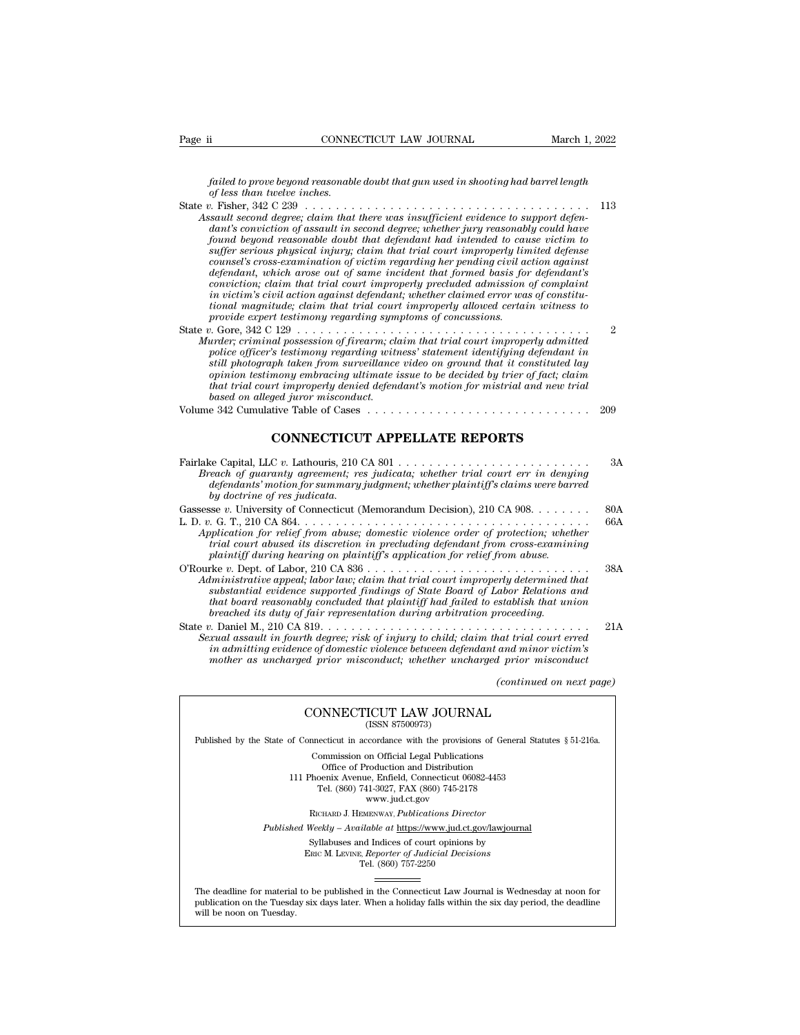*failed to prove beyond reasonable doubt that gun used in shooting had barrel length of less than twelve inches.*

State *v.* Fisher, 342 C 239 . . . . . . . . . . . . . . . . . . . . . . . . . . . . . . . . . . . . 113
*Assault second degree; claim that there was insufficient evidence to support defendant's conviction of assault in second degree; whether jury reasonably could have found beyond reasonable doubt that defendant had intended to cause victim to suffer serious physical injury; claim that trial court improperly limited defense counsel's cross-examination of victim regarding her pending civil action against defendant, which arose out of same incident that formed basis for defendant's conviction; claim that trial court improperly precluded admission of complaint in victim's civil action against defendant; whether claimed error was of constitutional magnitude; claim that trial court improperly allowed certain witness to provide expert testimony regarding symptoms of concussions.*

State *v.* Gore, 342 C 129 . . . . . . . . . . . . . . . . . . . . . . . . . . . . . . . . . . . . 2
*Murder; criminal possession of firearm; claim that trial court improperly admitted police officer's testimony regarding witness' statement identifying defendant in still photograph taken from surveillance video on ground that it constituted lay opinion testimony embracing ultimate issue to be decided by trier of fact; claim that trial court improperly denied defendant's motion for mistrial and new trial based on alleged juror misconduct.*

Volume 342 Cumulative Table of Cases . . . . . . . . . . . . . . . . . . . . . . . . . . . 209

## CONNECTICUT APPELLATE REPORTS

Fairlake Capital, LLC *v.* Lathouris, 210 CA 801 . . . . . . . . . . . . . . . . . . . . . . . . 3A
*Breach of guaranty agreement; res judicata; whether trial court err in denying defendants' motion for summary judgment; whether plaintiff's claims were barred by doctrine of res judicata.*

Gassesse *v.* University of Connecticut (Memorandum Decision), 210 CA 908. . . . . . . . 80A

L. D. *v.* G. T., 210 CA 864. . . . . . . . . . . . . . . . . . . . . . . . . . . . . . . . . . . . . 66A
*Application for relief from abuse; domestic violence order of protection; whether trial court abused its discretion in precluding defendant from cross-examining plaintiff during hearing on plaintiff's application for relief from abuse.*

O'Rourke *v.* Dept. of Labor, 210 CA 836 . . . . . . . . . . . . . . . . . . . . . . . . . . . . 38A
*Administrative appeal; labor law; claim that trial court improperly determined that substantial evidence supported findings of State Board of Labor Relations and that board reasonably concluded that plaintiff had failed to establish that union breached its duty of fair representation during arbitration proceeding.*

State *v.* Daniel M., 210 CA 819. . . . . . . . . . . . . . . . . . . . . . . . . . . . . . . . . . 21A
*Sexual assault in fourth degree; risk of injury to child; claim that trial court erred in admitting evidence of domestic violence between defendant and minor victim's mother as uncharged prior misconduct; whether uncharged prior misconduct*

*(continued on next page)*

---

CONNECTICUT LAW JOURNAL
(ISSN 87500973)

Published by the State of Connecticut in accordance with the provisions of General Statutes § 51-216a.

Commission on Official Legal Publications
Office of Production and Distribution
111 Phoenix Avenue, Enfield, Connecticut 06082-4453
Tel. (860) 741-3027, FAX (860) 745-2178
www.jud.ct.gov

RICHARD J. HEMENWAY, *Publications Director*

*Published Weekly – Available at* https://www.jud.ct.gov/lawjournal

Syllabuses and Indices of court opinions by
ERIC M. LEVINE, *Reporter of Judicial Decisions*
Tel. (860) 757-2250

The deadline for material to be published in the Connecticut Law Journal is Wednesday at noon for publication on the Tuesday six days later. When a holiday falls within the six day period, the deadline will be noon on Tuesday.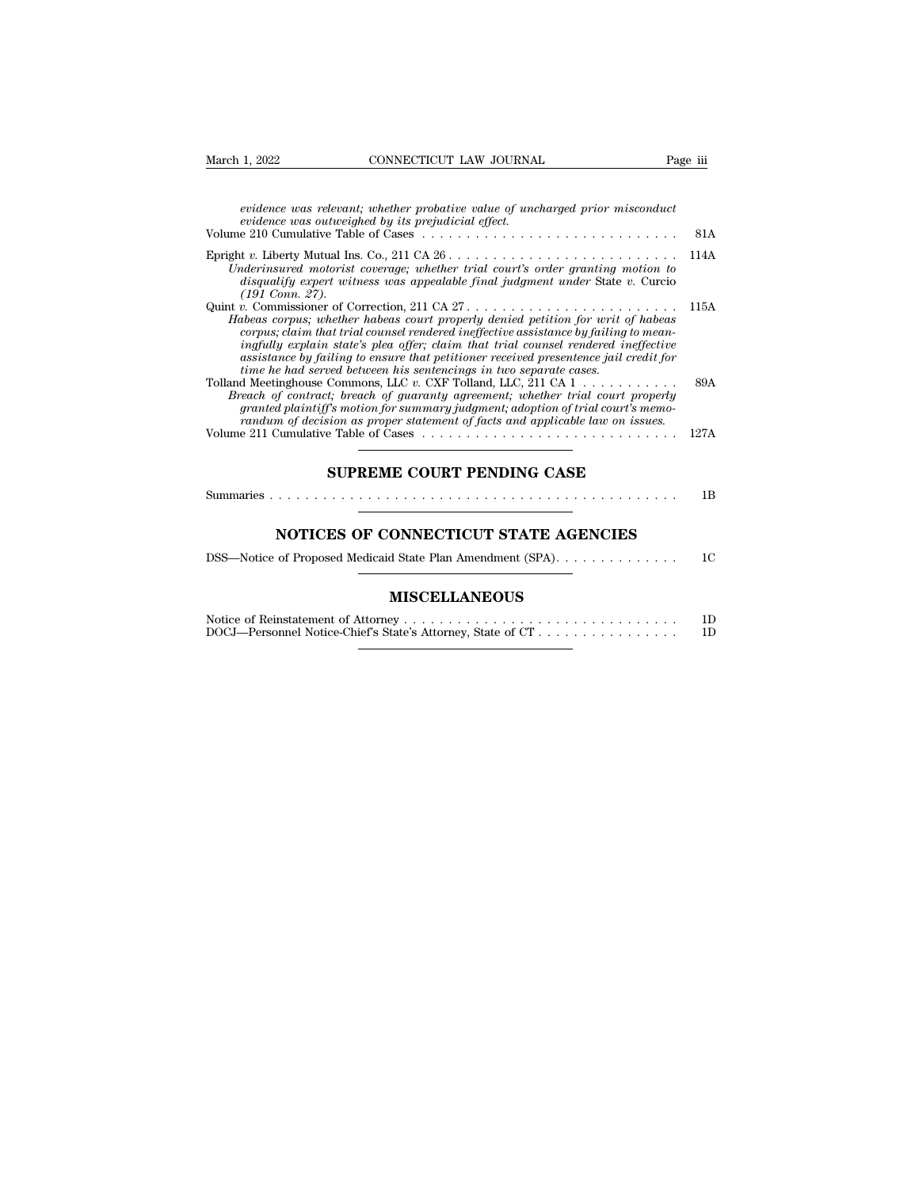*evidence was relevant; whether probative value of uncharged prior misconduct evidence was outweighed by its prejudicial effect.*

Volume 210 Cumulative Table of Cases . . . . . . . . . . . . . . . . . . . . . . . . . . . . . 81A

Epright *v.* Liberty Mutual Ins. Co., 211 CA 26 . . . . . . . . . . . . . . . . . . . . . . . . . . 114A
*Underinsured motorist coverage; whether trial court's order granting motion to disqualify expert witness was appealable final judgment under* State *v.* Curcio *(191 Conn. 27).*

Quint *v.* Commissioner of Correction, 211 CA 27 . . . . . . . . . . . . . . . . . . . . . . . . 115A
*Habeas corpus; whether habeas court properly denied petition for writ of habeas corpus; claim that trial counsel rendered ineffective assistance by failing to meaningfully explain state's plea offer; claim that trial counsel rendered ineffective assistance by failing to ensure that petitioner received presentence jail credit for time he had served between his sentencings in two separate cases.*

Tolland Meetinghouse Commons, LLC *v.* CXF Tolland, LLC, 211 CA 1 . . . . . . . . . . . 89A
*Breach of contract; breach of guaranty agreement; whether trial court properly granted plaintiff's motion for summary judgment; adoption of trial court's memorandum of decision as proper statement of facts and applicable law on issues.*

Volume 211 Cumulative Table of Cases . . . . . . . . . . . . . . . . . . . . . . . . . . . . . 127A

## SUPREME COURT PENDING CASE

Summaries . . . . . . . . . . . . . . . . . . . . . . . . . . . . . . . . . . . . . . . . . . . . 1B

## NOTICES OF CONNECTICUT STATE AGENCIES

DSS—Notice of Proposed Medicaid State Plan Amendment (SPA). . . . . . . . . . . . . . 1C

## MISCELLANEOUS

Notice of Reinstatement of Attorney . . . . . . . . . . . . . . . . . . . . . . . . . . . . . . . 1D

DOCJ—Personnel Notice-Chief's State's Attorney, State of CT . . . . . . . . . . . . . . . . 1D